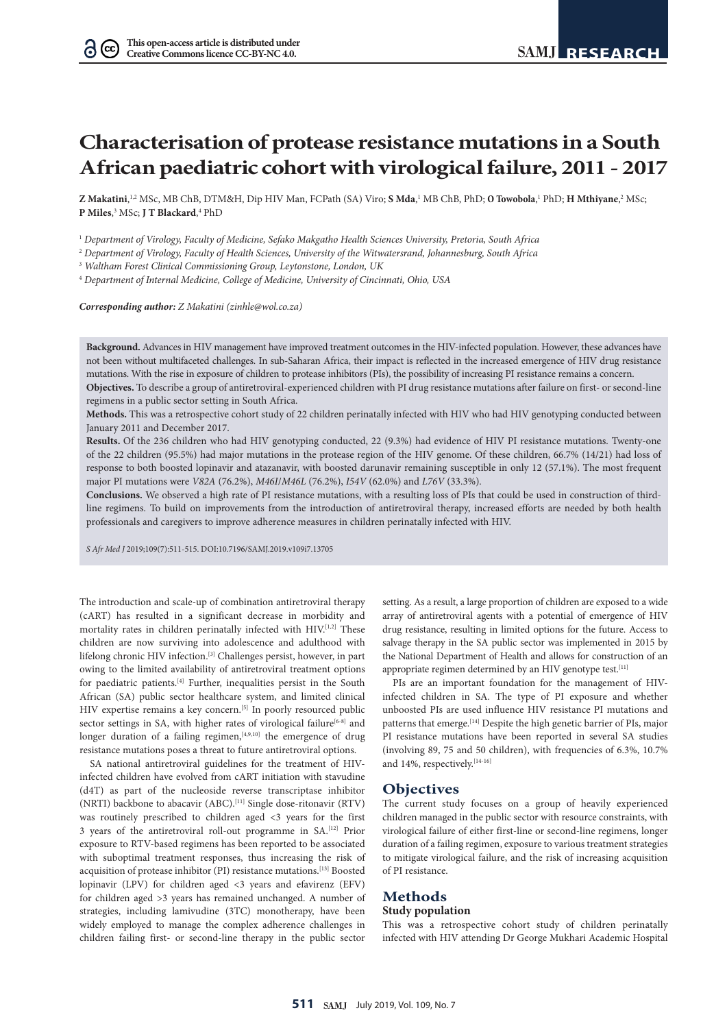# Characterisation of protease resistance mutations in a South African paediatric cohort with virological failure, 2011 - 2017

**Z Makatini**,[1,2] MSc, MB ChB, DTM&H, Dip HIV Man, FCPath (SA) Viro; **S Mda**,[1] MB ChB, PhD; **O Towobola**,[1] PhD; **H Mthiyane**,[2] MSc; **P Miles**,[3] MSc; **J T Blackard**,[4] PhD

[1] *Department of Virology, Faculty of Medicine, Sefako Makgatho Health Sciences University, Pretoria, South Africa*

[2] *Department of Virology, Faculty of Health Sciences, University of the Witwatersrand, Johannesburg, South Africa*

[3] *Waltham Forest Clinical Commissioning Group, Leytonstone, London, UK*

[4] *Department of Internal Medicine, College of Medicine, University of Cincinnati, Ohio, USA*

***Corresponding author:** Z Makatini (zinhle@wol.co.za)*

**Background.** Advances in HIV management have improved treatment outcomes in the HIV-infected population. However, these advances have not been without multifaceted challenges. In sub-Saharan Africa, their impact is reflected in the increased emergence of HIV drug resistance mutations. With the rise in exposure of children to protease inhibitors (PIs), the possibility of increasing PI resistance remains a concern.

**Objectives.** To describe a group of antiretroviral-experienced children with PI drug resistance mutations after failure on first- or second-line regimens in a public sector setting in South Africa.

**Methods.** This was a retrospective cohort study of 22 children perinatally infected with HIV who had HIV genotyping conducted between January 2011 and December 2017.

**Results.** Of the 236 children who had HIV genotyping conducted, 22 (9.3%) had evidence of HIV PI resistance mutations. Twenty-one of the 22 children (95.5%) had major mutations in the protease region of the HIV genome. Of these children, 66.7% (14/21) had loss of response to both boosted lopinavir and atazanavir, with boosted darunavir remaining susceptible in only 12 (57.1%). The most frequent major PI mutations were *V82A* (76.2%), *M46I/M46L* (76.2%), *I54V* (62.0%) and *L76V* (33.3%).

**Conclusions.** We observed a high rate of PI resistance mutations, with a resulting loss of PIs that could be used in construction of third-line regimens. To build on improvements from the introduction of antiretroviral therapy, increased efforts are needed by both health professionals and caregivers to improve adherence measures in children perinatally infected with HIV.

*S Afr Med J* 2019;109(7):511-515. DOI:10.7196/SAMJ.2019.v109i7.13705

The introduction and scale-up of combination antiretroviral therapy (cART) has resulted in a significant decrease in morbidity and mortality rates in children perinatally infected with HIV.[1,2] These children are now surviving into adolescence and adulthood with lifelong chronic HIV infection.[3] Challenges persist, however, in part owing to the limited availability of antiretroviral treatment options for paediatric patients.[4] Further, inequalities persist in the South African (SA) public sector healthcare system, and limited clinical HIV expertise remains a key concern.[5] In poorly resourced public sector settings in SA, with higher rates of virological failure[6-8] and longer duration of a failing regimen,[4,9,10] the emergence of drug resistance mutations poses a threat to future antiretroviral options.

SA national antiretroviral guidelines for the treatment of HIV-infected children have evolved from cART initiation with stavudine (d4T) as part of the nucleoside reverse transcriptase inhibitor (NRTI) backbone to abacavir (ABC).[11] Single dose-ritonavir (RTV) was routinely prescribed to children aged <3 years for the first 3 years of the antiretroviral roll-out programme in SA.[12] Prior exposure to RTV-based regimens has been reported to be associated with suboptimal treatment responses, thus increasing the risk of acquisition of protease inhibitor (PI) resistance mutations.[13] Boosted lopinavir (LPV) for children aged <3 years and efavirenz (EFV) for children aged >3 years has remained unchanged. A number of strategies, including lamivudine (3TC) monotherapy, have been widely employed to manage the complex adherence challenges in children failing first- or second-line therapy in the public sector setting. As a result, a large proportion of children are exposed to a wide array of antiretroviral agents with a potential of emergence of HIV drug resistance, resulting in limited options for the future. Access to salvage therapy in the SA public sector was implemented in 2015 by the National Department of Health and allows for construction of an appropriate regimen determined by an HIV genotype test.[11]

PIs are an important foundation for the management of HIV-infected children in SA. The type of PI exposure and whether unboosted PIs are used influence HIV resistance PI mutations and patterns that emerge.[14] Despite the high genetic barrier of PIs, major PI resistance mutations have been reported in several SA studies (involving 89, 75 and 50 children), with frequencies of 6.3%, 10.7% and 14%, respectively.[14-16]

## Objectives

The current study focuses on a group of heavily experienced children managed in the public sector with resource constraints, with virological failure of either first-line or second-line regimens, longer duration of a failing regimen, exposure to various treatment strategies to mitigate virological failure, and the risk of increasing acquisition of PI resistance.

## Methods

### Study population

This was a retrospective cohort study of children perinatally infected with HIV attending Dr George Mukhari Academic Hospital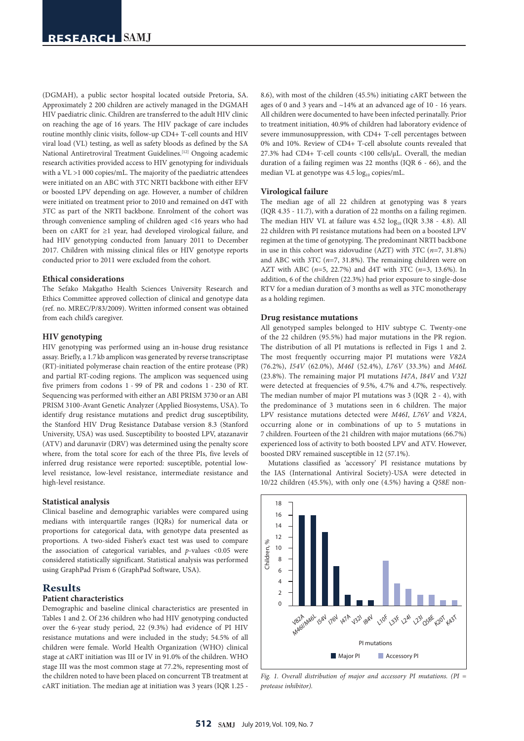(DGMAH), a public sector hospital located outside Pretoria, SA. Approximately 2 200 children are actively managed in the DGMAH HIV paediatric clinic. Children are transferred to the adult HIV clinic on reaching the age of 16 years. The HIV package of care includes routine monthly clinic visits, follow-up CD4+ T-cell counts and HIV viral load (VL) testing, as well as safety bloods as defined by the SA National Antiretroviral Treatment Guidelines.[12] Ongoing academic research activities provided access to HIV genotyping for individuals with a VL >1 000 copies/mL. The majority of the paediatric attendees were initiated on an ABC with 3TC NRTI backbone with either EFV or boosted LPV depending on age. However, a number of children were initiated on treatment prior to 2010 and remained on d4T with 3TC as part of the NRTI backbone. Enrolment of the cohort was through convenience sampling of children aged <16 years who had been on cART for ≥1 year, had developed virological failure, and had HIV genotyping conducted from January 2011 to December 2017. Children with missing clinical files or HIV genotype reports conducted prior to 2011 were excluded from the cohort.

### Ethical considerations

The Sefako Makgatho Health Sciences University Research and Ethics Committee approved collection of clinical and genotype data (ref. no. MREC/P/83/2009). Written informed consent was obtained from each child's caregiver.

### HIV genotyping

HIV genotyping was performed using an in-house drug resistance assay. Briefly, a 1.7 kb amplicon was generated by reverse transcriptase (RT)-initiated polymerase chain reaction of the entire protease (PR) and partial RT-coding regions. The amplicon was sequenced using five primers from codons 1 - 99 of PR and codons 1 - 230 of RT. Sequencing was performed with either an ABI PRISM 3730 or an ABI PRISM 3100-Avant Genetic Analyzer (Applied Biosystems, USA). To identify drug resistance mutations and predict drug susceptibility, the Stanford HIV Drug Resistance Database version 8.3 (Stanford University, USA) was used. Susceptibility to boosted LPV, atazanavir (ATV) and darunavir (DRV) was determined using the penalty score where, from the total score for each of the three PIs, five levels of inferred drug resistance were reported: susceptible, potential low-level resistance, low-level resistance, intermediate resistance and high-level resistance.

### Statistical analysis

Clinical baseline and demographic variables were compared using medians with interquartile ranges (IQRs) for numerical data or proportions for categorical data, with genotype data presented as proportions. A two-sided Fisher's exact test was used to compare the association of categorical variables, and $p$-values <0.05 were considered statistically significant. Statistical analysis was performed using GraphPad Prism 6 (GraphPad Software, USA).

## Results

### Patient characteristics

Demographic and baseline clinical characteristics are presented in Tables 1 and 2. Of 236 children who had HIV genotyping conducted over the 6-year study period, 22 (9.3%) had evidence of PI HIV resistance mutations and were included in the study; 54.5% of all children were female. World Health Organization (WHO) clinical stage at cART initiation was III or IV in 91.0% of the children. WHO stage III was the most common stage at 77.2%, representing most of the children noted to have been placed on concurrent TB treatment at cART initiation. The median age at initiation was 3 years (IQR 1.25 - 8.6), with most of the children (45.5%) initiating cART between the ages of 0 and 3 years and ~14% at an advanced age of 10 - 16 years. All children were documented to have been infected perinatally. Prior to treatment initiation, 40.9% of children had laboratory evidence of severe immunosuppression, with CD4+ T-cell percentages between 0% and 10%. Review of CD4+ T-cell absolute counts revealed that 27.3% had CD4+ T-cell counts <100 cells/µL. Overall, the median duration of a failing regimen was 22 months (IQR 6 - 66), and the median VL at genotype was 4.5 $\log_{10}$ copies/mL.

### Virological failure

The median age of all 22 children at genotyping was 8 years (IQR 4.35 - 11.7), with a duration of 22 months on a failing regimen. The median HIV VL at failure was 4.52 $\log_{10}$ (IQR 3.38 - 4.8). All 22 children with PI resistance mutations had been on a boosted LPV regimen at the time of genotyping. The predominant NRTI backbone in use in this cohort was zidovudine (AZT) with 3TC ($n$=7, 31.8%) and ABC with 3TC ($n$=7, 31.8%). The remaining children were on AZT with ABC ($n$=5, 22.7%) and d4T with 3TC ($n$=3, 13.6%). In addition, 6 of the children (22.3%) had prior exposure to single-dose RTV for a median duration of 3 months as well as 3TC monotherapy as a holding regimen.

### Drug resistance mutations

All genotyped samples belonged to HIV subtype C. Twenty-one of the 22 children (95.5%) had major mutations in the PR region. The distribution of all PI mutations is reflected in Figs 1 and 2. The most frequently occurring major PI mutations were *V82A* (76.2%), *I54V* (62.0%), *M46I* (52.4%), *L76V* (33.3%) and *M46L* (23.8%). The remaining major PI mutations *I47A*, *I84V* and *V32I* were detected at frequencies of 9.5%, 4.7% and 4.7%, respectively. The median number of major PI mutations was 3 (IQR 2 - 4), with the predominance of 3 mutations seen in 6 children. The major LPV resistance mutations detected were *M46I*, *L76V* and *V82A*, occurring alone or in combinations of up to 5 mutations in 7 children. Fourteen of the 21 children with major mutations (66.7%) experienced loss of activity to both boosted LPV and ATV. However, boosted DRV remained susceptible in 12 (57.1%).

Mutations classified as 'accessory' PI resistance mutations by the IAS (International Antiviral Society)-USA were detected in 10/22 children (45.5%), with only one (4.5%) having a *Q58E* non-

*Fig. 1. Overall distribution of major and accessory PI mutations. (PI = protease inhibitor).*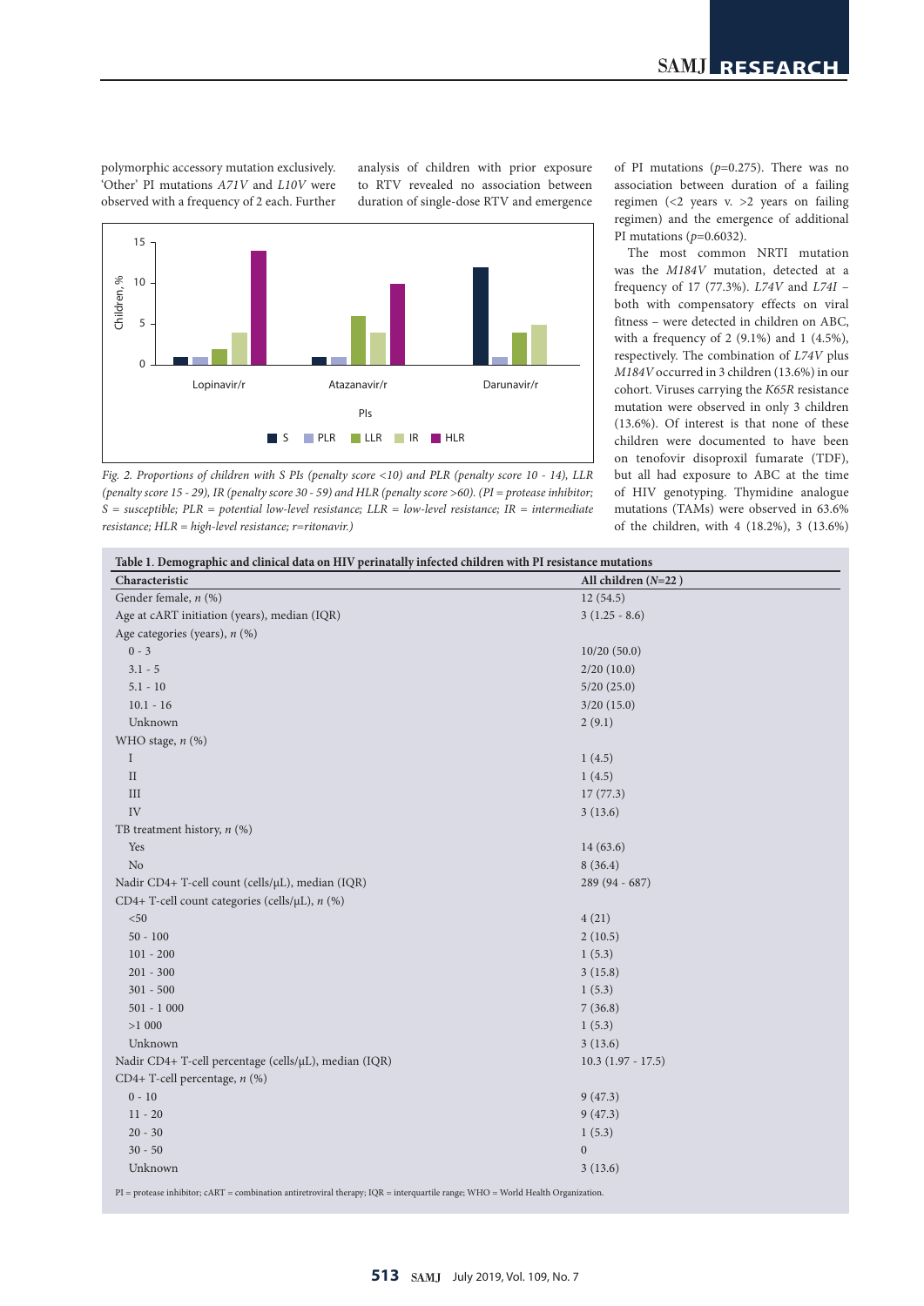polymorphic accessory mutation exclusively. 'Other' PI mutations *A71V* and *L10V* were observed with a frequency of 2 each. Further analysis of children with prior exposure to RTV revealed no association between duration of single-dose RTV and emergence of PI mutations ($p$=0.275). There was no association between duration of a failing regimen (<2 years v. >2 years on failing regimen) and the emergence of additional PI mutations ($p$=0.6032).

The most common NRTI mutation was the *M184V* mutation, detected at a frequency of 17 (77.3%). *L74V* and *L74I* – both with compensatory effects on viral fitness – were detected in children on ABC, with a frequency of 2 (9.1%) and 1 (4.5%), respectively. The combination of *L74V* plus *M184V* occurred in 3 children (13.6%) in our cohort. Viruses carrying the *K65R* resistance mutation were observed in only 3 children (13.6%). Of interest is that none of these children were documented to have been on tenofovir disoproxil fumarate (TDF), but all had exposure to ABC at the time of HIV genotyping. Thymidine analogue mutations (TAMs) were observed in 63.6% of the children, with 4 (18.2%), 3 (13.6%)

Fig. 2. Proportions of children with S PIs (penalty score <10) and PLR (penalty score 10 - 14), LLR (penalty score 15 - 29), IR (penalty score 30 - 59) and HLR (penalty score >60). (PI = protease inhibitor; S = susceptible; PLR = potential low-level resistance; LLR = low-level resistance; IR = intermediate resistance; HLR = high-level resistance; r=ritonavir.)

**Table 1. Demographic and clinical data on HIV perinatally infected children with PI resistance mutations**

| Characteristic | All children (*N*=22 ) |
|---|---|
| Gender female, *n* (%) | 12 (54.5) |
| Age at cART initiation (years), median (IQR) | 3 (1.25 - 8.6) |
| Age categories (years), *n* (%) | |
| 0 - 3 | 10/20 (50.0) |
| 3.1 - 5 | 2/20 (10.0) |
| 5.1 - 10 | 5/20 (25.0) |
| 10.1 - 16 | 3/20 (15.0) |
| Unknown | 2 (9.1) |
| WHO stage, *n* (%) | |
| I | 1 (4.5) |
| II | 1 (4.5) |
| III | 17 (77.3) |
| IV | 3 (13.6) |
| TB treatment history, *n* (%) | |
| Yes | 14 (63.6) |
| No | 8 (36.4) |
| Nadir CD4+ T-cell count (cells/µL), median (IQR) | 289 (94 - 687) |
| CD4+ T-cell count categories (cells/µL), *n* (%) | |
| <50 | 4 (21) |
| 50 - 100 | 2 (10.5) |
| 101 - 200 | 1 (5.3) |
| 201 - 300 | 3 (15.8) |
| 301 - 500 | 1 (5.3) |
| 501 - 1 000 | 7 (36.8) |
| >1 000 | 1 (5.3) |
| Unknown | 3 (13.6) |
| Nadir CD4+ T-cell percentage (cells/µL), median (IQR) | 10.3 (1.97 - 17.5) |
| CD4+ T-cell percentage, *n* (%) | |
| 0 - 10 | 9 (47.3) |
| 11 - 20 | 9 (47.3) |
| 20 - 30 | 1 (5.3) |
| 30 - 50 | 0 |
| Unknown | 3 (13.6) |

PI = protease inhibitor; cART = combination antiretroviral therapy; IQR = interquartile range; WHO = World Health Organization.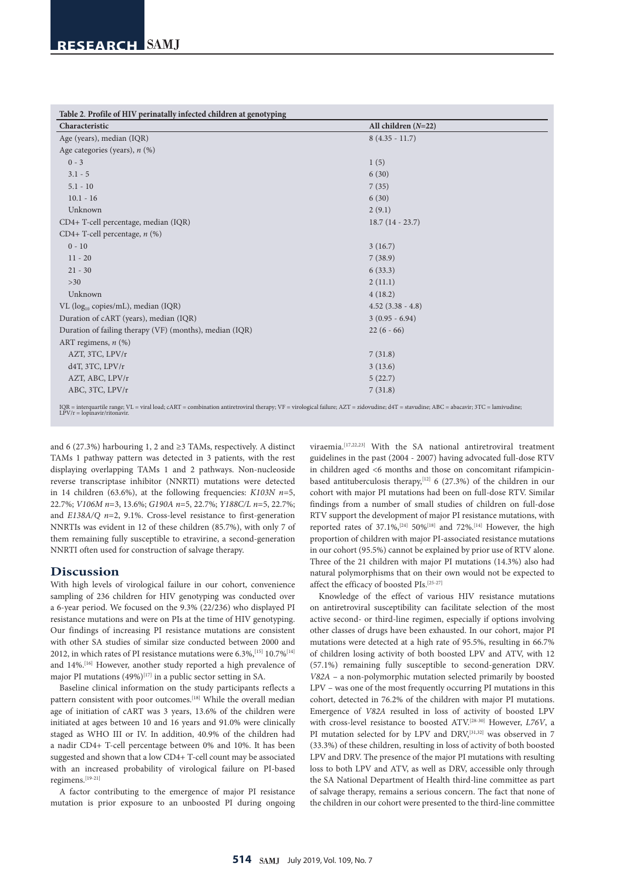**Table 2. Profile of HIV perinatally infected children at genotyping**

| Characteristic | All children (*N*=22) |
|---|---|
| Age (years), median (IQR) | 8 (4.35 - 11.7) |
| Age categories (years), *n* (%) | |
| 0 - 3 | 1 (5) |
| 3.1 - 5 | 6 (30) |
| 5.1 - 10 | 7 (35) |
| 10.1 - 16 | 6 (30) |
| Unknown | 2 (9.1) |
| CD4+ T-cell percentage, median (IQR) | 18.7 (14 - 23.7) |
| CD4+ T-cell percentage, *n* (%) | |
| 0 - 10 | 3 (16.7) |
| 11 - 20 | 7 (38.9) |
| 21 - 30 | 6 (33.3) |
| >30 | 2 (11.1) |
| Unknown | 4 (18.2) |
| VL ($\log_{10}$ copies/mL), median (IQR) | 4.52 (3.38 - 4.8) |
| Duration of cART (years), median (IQR) | 3 (0.95 - 6.94) |
| Duration of failing therapy (VF) (months), median (IQR) | 22 (6 - 66) |
| ART regimens, *n* (%) | |
| AZT, 3TC, LPV/r | 7 (31.8) |
| d4T, 3TC, LPV/r | 3 (13.6) |
| AZT, ABC, LPV/r | 5 (22.7) |
| ABC, 3TC, LPV/r | 7 (31.8) |

IQR = interquartile range; VL = viral load; cART = combination antiretroviral therapy; VF = virological failure; AZT = zidovudine; d4T = stavudine; ABC = abacavir; 3TC = lamivudine; LPV/r = lopinavir/ritonavir.

and 6 (27.3%) harbouring 1, 2 and ≥3 TAMs, respectively. A distinct TAMs 1 pathway pattern was detected in 3 patients, with the rest displaying overlapping TAMs 1 and 2 pathways. Non-nucleoside reverse transcriptase inhibitor (NNRTI) mutations were detected in 14 children (63.6%), at the following frequencies: *K103N n*=5, 22.7%; *V106M n*=3, 13.6%; *G190A n*=5, 22.7%; *Y188C/L n*=5, 22.7%; and *E138A/Q n*=2, 9.1%. Cross-level resistance to first-generation NNRTIs was evident in 12 of these children (85.7%), with only 7 of them remaining fully susceptible to etravirine, a second-generation NNRTI often used for construction of salvage therapy.

## Discussion

With high levels of virological failure in our cohort, convenience sampling of 236 children for HIV genotyping was conducted over a 6-year period. We focused on the 9.3% (22/236) who displayed PI resistance mutations and were on PIs at the time of HIV genotyping. Our findings of increasing PI resistance mutations are consistent with other SA studies of similar size conducted between 2000 and 2012, in which rates of PI resistance mutations were 6.3%,[15] 10.7%[14] and 14%.[16] However, another study reported a high prevalence of major PI mutations (49%)[17] in a public sector setting in SA.

Baseline clinical information on the study participants reflects a pattern consistent with poor outcomes.[18] While the overall median age of initiation of cART was 3 years, 13.6% of the children were initiated at ages between 10 and 16 years and 91.0% were clinically staged as WHO III or IV. In addition, 40.9% of the children had a nadir CD4+ T-cell percentage between 0% and 10%. It has been suggested and shown that a low CD4+ T-cell count may be associated with an increased probability of virological failure on PI-based regimens.[19-21]

A factor contributing to the emergence of major PI resistance mutation is prior exposure to an unboosted PI during ongoing viraemia.[17,22,23] With the SA national antiretroviral treatment guidelines in the past (2004 - 2007) having advocated full-dose RTV in children aged <6 months and those on concomitant rifampicin-based antituberculosis therapy,[12] 6 (27.3%) of the children in our cohort with major PI mutations had been on full-dose RTV. Similar findings from a number of small studies of children on full-dose RTV support the development of major PI resistance mutations, with reported rates of 37.1%,[24] 50%[18] and 72%.[14] However, the high proportion of children with major PI-associated resistance mutations in our cohort (95.5%) cannot be explained by prior use of RTV alone. Three of the 21 children with major PI mutations (14.3%) also had natural polymorphisms that on their own would not be expected to affect the efficacy of boosted PIs.[25-27]

Knowledge of the effect of various HIV resistance mutations on antiretroviral susceptibility can facilitate selection of the most active second- or third-line regimen, especially if options involving other classes of drugs have been exhausted. In our cohort, major PI mutations were detected at a high rate of 95.5%, resulting in 66.7% of children losing activity of both boosted LPV and ATV, with 12 (57.1%) remaining fully susceptible to second-generation DRV. *V82A* – a non-polymorphic mutation selected primarily by boosted LPV – was one of the most frequently occurring PI mutations in this cohort, detected in 76.2% of the children with major PI mutations. Emergence of *V82A* resulted in loss of activity of boosted LPV with cross-level resistance to boosted ATV.[28-30] However, *L76V*, a PI mutation selected for by LPV and DRV,[31,32] was observed in 7 (33.3%) of these children, resulting in loss of activity of both boosted LPV and DRV. The presence of the major PI mutations with resulting loss to both LPV and ATV, as well as DRV, accessible only through the SA National Department of Health third-line committee as part of salvage therapy, remains a serious concern. The fact that none of the children in our cohort were presented to the third-line committee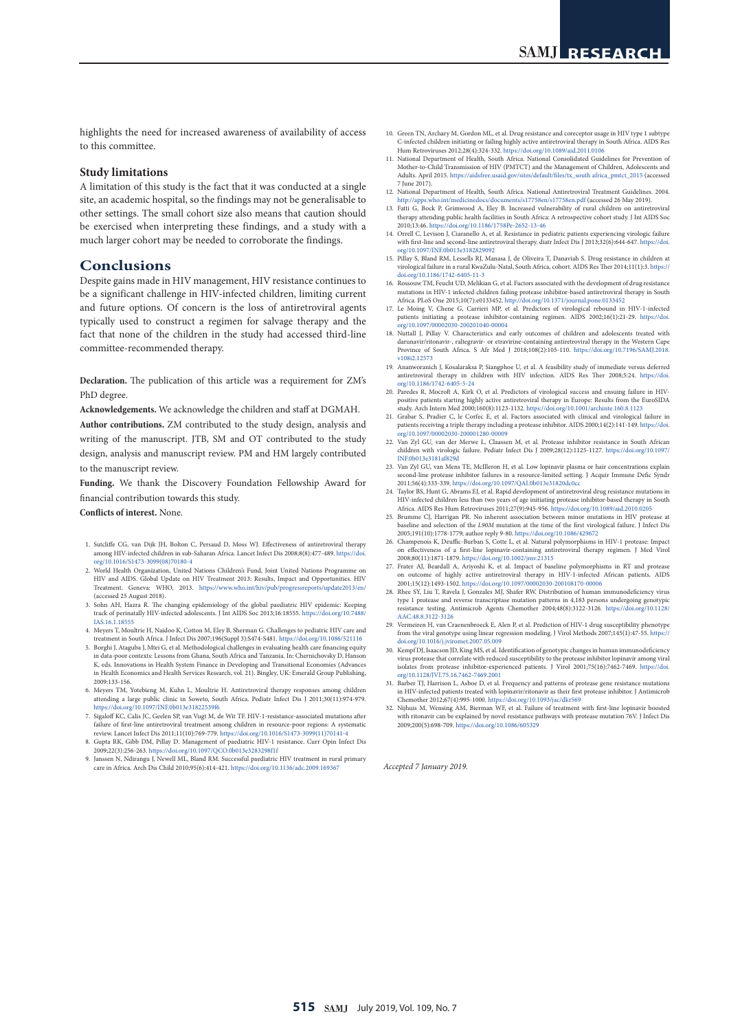highlights the need for increased awareness of availability of access to this committee.

### Study limitations

A limitation of this study is the fact that it was conducted at a single site, an academic hospital, so the findings may not be generalisable to other settings. The small cohort size also means that caution should be exercised when interpreting these findings, and a study with a much larger cohort may be needed to corroborate the findings.

## Conclusions

Despite gains made in HIV management, HIV resistance continues to be a significant challenge in HIV-infected children, limiting current and future options. Of concern is the loss of antiretroviral agents typically used to construct a regimen for salvage therapy and the fact that none of the children in the study had accessed third-line committee-recommended therapy.

**Declaration.** The publication of this article was a requirement for ZM's PhD degree.

**Acknowledgements.** We acknowledge the children and staff at DGMAH.

**Author contributions.** ZM contributed to the study design, analysis and writing of the manuscript. JTB, SM and OT contributed to the study design, analysis and manuscript review. PM and HM largely contributed to the manuscript review.

**Funding.** We thank the Discovery Foundation Fellowship Award for financial contribution towards this study.

**Conflicts of interest.** None.

1. Sutcliffe CG, van Dijk JH, Bolton C, Persaud D, Moss WJ. Effectiveness of antiretroviral therapy among HIV-infected children in sub-Saharan Africa. Lancet Infect Dis 2008;8(8):477-489. https://doi.org/10.1016/S1473-3099(08)70180-4
2. World Health Organization, United Nations Children's Fund, Joint United Nations Programme on HIV and AIDS. Global Update on HIV Treatment 2013: Results, Impact and Opportunities. HIV Treatment. Geneva: WHO, 2013. https://www.who.int/hiv/pub/progressreports/update2013/en/ (accessed 25 August 2018).
3. Sohn AH, Hazra R. The changing epidemiology of the global paediatric HIV epidemic: Keeping track of perinatally HIV-infected adolescents. J Int AIDS Soc 2013;16:18555. https://doi.org/10.7488/IAS.16.1.18555
4. Meyers T, Moultrie H, Naidoo K, Cotton M, Eley B, Sherman G. Challenges to pediatric HIV care and treatment in South Africa. J Infect Dis 2007;196(Suppl 3):S474-S481. https://doi.org/10.1086/521116
5. Borghi J, Ataguba J, Mtei G, et al. Methodological challenges in evaluating health care financing equity in data-poor contexts: Lessons from Ghana, South Africa and Tanzania. In: Chernichovsky D, Hanson K, eds. Innovations in Health System Finance in Developing and Transitional Economies (Advances in Health Economics and Health Services Research, vol. 21). Bingley, UK: Emerald Group Publishing, 2009:133-156.
6. Meyers TM, Yotebieng M, Kuhn L, Moultrie H. Antiretroviral therapy responses among children attending a large public clinic in Soweto, South Africa. Pediatr Infect Dis J 2011;30(11):974-979. https://doi.org/10.1097/INF.0b013e31822539f6
7. Sigaloff KC, Calis JC, Geelen SP, van Vugt M, de Wit TF. HIV-1-resistance-associated mutations after failure of first-line antiretroviral treatment among children in resource-poor regions: A systematic review. Lancet Infect Dis 2011;11(10):769-779. https://doi.org/10.1016/S1473-3099(11)70141-4
8. Gupta RK, Gibb DM, Pillay D. Management of paediatric HIV-1 resistance. Curr Opin Infect Dis 2009;22(3):256-263. https://doi.org/10.1097/QCO.0b013e3283298f1f
9. Janssen N, Ndirangu J, Newell ML, Bland RM. Successful paediatric HIV treatment in rural primary care in Africa. Arch Dis Child 2010;95(6):414-421. https://doi.org/10.1136/adc.2009.169367
10. Green TN, Archary M, Gordon ML, et al. Drug resistance and coreceptor usage in HIV type 1 subtype C-infected children initiating or failing highly active antiretroviral therapy in South Africa. AIDS Res Hum Retroviruses 2012;28(4):324-332. https://doi.org/10.1089/aid.2011.0106
11. National Department of Health, South Africa. National Consolidated Guidelines for Prevention of Mother-to-Child Transmission of HIV (PMTCT) and the Management of Children, Adolescents and Adults. April 2015. https://aidsfree.usaid.gov/sites/default/files/tx_south africa_pmtct_2015 (accessed 7 June 2017).
12. National Department of Health, South Africa. National Antiretroviral Treatment Guidelines. 2004. http://apps.who.int/medicinedocs/documents/s17758en/s17758en.pdf (accessed 26 May 2019).
13. Fatti G, Bock P, Grimwood A, Eley B. Increased vulnerability of rural children on antiretroviral therapy attending public health facilities in South Africa: A retrospective cohort study. J Int AIDS Soc 2010;13:46. https://doi.org/10.1186/1758Pe-2652-13-46
14. Orrell C, Levison J, Ciaranello A, et al. Resistance in pediatric patients experiencing virologic failure with first-line and second-line antiretroviral therapy. diatr Infect Dis J 2013;32(6):644-647. https://doi.org/10.1097/INF.0b013e3182829092
15. Pillay S, Bland RM, Lessells RJ, Manasa J, de Oliveira T, Danaviah S. Drug resistance in children at virological failure in a rural KwaZulu-Natal, South Africa, cohort. AIDS Res Ther 2014;11(1):3. https://doi.org/10.1186/1742-6405-11-3
16. Rossouw TM, Feucht UD, Melikian G, et al. Factors associated with the development of drug resistance mutations in HIV-1 infected children failing protease inhibitor-based antiretroviral therapy in South Africa. PLoS One 2015;10(7):e0133452. http://doi.org/10.1371/journal.pone.0133452
17. Le Moing V, Chene G, Carrieri MP, et al. Predictors of virological rebound in HIV-1-infected patients initiating a protease inhibitor-containing regimen. AIDS 2002;16(1):21-29. https://doi.org/10.1097/00002030-200201040-00004
18. Nuttall J, Pillay V. Characteristics and early outcomes of children and adolescents treated with darunavir/ritonavir-, raltegravir- or etravirine-containing antiretroviral therapy in the Western Cape Province of South Africa. S Afr Med J 2018;108(2):105-110. https://doi.org/10.7196/SAMJ.2018.v108i2.12573
19. Ananworanich J, Kosalaraksa P, Siangphoe U, et al. A feasibility study of immediate versus deferred antiretroviral therapy in children with HIV infection. AIDS Res Ther 2008;5:24. https://doi.org/10.1186/1742-6405-5-24
20. Paredes R, Mocroft A, Kirk O, et al. Predictors of virological success and ensuing failure in HIV-positive patients starting highly active antiretroviral therapy in Europe: Results from the EuroSIDA study. Arch Intern Med 2000;160(8):1123-1132. https://doi.org/10.1001/archinte.160.8.1123
21. Grabar S, Pradier C, le Corfec E, et al. Factors associated with clinical and virological failure in patients receiving a triple therapy including a protease inhibitor. AIDS 2000;14(2):141-149. https://doi.org/10.1097/00002030-200001280-00009
22. Van Zyl GU, van der Merwe L, Claassen M, et al. Protease inhibitor resistance in South African children with virologic failure. Pediatr Infect Dis J 2009;28(12):1125-1127. https://doi.org/10.1097/INF.0b013e3181af829d
23. Van Zyl GU, van Mens TE, McIlleron H, et al. Low lopinavir plasma or hair concentrations explain second-line protease inhibitor failures in a resource-limited setting. J Acquir Immune Defic Syndr 2011;56(4):333-339. https://doi.org/10.1097/QAI.0b013e31820dc0cc
24. Taylor BS, Hunt G, Abrams EJ, et al. Rapid development of antiretroviral drug resistance mutations in HIV-infected children less than two years of age initiating protease inhibitor-based therapy in South Africa. AIDS Res Hum Retroviruses 2011;27(9):945-956. https://doi.org/10.1089/aid.2010.0205
25. Brumme CJ, Harrigan PR. No inherent association between minor mutations in HIV protease at baseline and selection of the *L90M* mutation at the time of the first virological failure. J Infect Dis 2005;191(10):1778-1779; author reply 9-80. https://doi.org/10.1086/429672
26. Champenois K, Deuffic-Burban S, Cotte L, et al. Natural polymorphisms in HIV-1 protease: Impact on effectiveness of a first-line lopinavir-containing antiretroviral therapy regimen. J Med Virol 2008;80(11):1871-1879. https://doi.org/10.1002/jmv.21315
27. Frater AJ, Beardall A, Ariyoshi K, et al. Impact of baseline polymorphisms in RT and protease on outcome of highly active antiretroviral therapy in HIV-1-infected African patients. AIDS 2001;15(12):1493-1502. https://doi.org/10.1097/00002030-200108170-00006
28. Rhee SY, Liu T, Ravela J, Gonzales MJ, Shafer RW. Distribution of human immunodeficiency virus type 1 protease and reverse transcriptase mutation patterns in 4,183 persons undergoing genotypic resistance testing. Antimicrob Agents Chemother 2004;48(8):3122-3126. https://doi.org/10.1128/AAC.48.8.3122-3126
29. Vermeiren H, van Craenenbroeck E, Alen P, et al. Prediction of HIV-1 drug susceptibility phenotype from the viral genotype using linear regression modeling. J Virol Methods 2007;145(1):47-55. https://doi.org/10.1016/j.jviromet.2007.05.009
30. Kempf DJ, Isaacson JD, King MS, et al. Identification of genotypic changes in human immunodeficiency virus protease that correlate with reduced susceptibility to the protease inhibitor lopinavir among viral isolates from protease inhibitor-experienced patients. J Virol 2001;75(16):7462-7469. https://doi.org/10.1128/JVI.75.16.7462-7469.2001
31. Barber TJ, Harrison L, Asboe D, et al. Frequency and patterns of protease gene resistance mutations in HIV-infected patients treated with lopinavir/ritonavir as their first protease inhibitor. J Antimicrob Chemother 2012;67(4):995-1000. https://doi.org/10.1093/jac/dkr569
32. Nijhuis M, Wensing AM, Bierman WF, et al. Failure of treatment with first-line lopinavir boosted with ritonavir can be explained by novel resistance pathways with protease mutation 76V. J Infect Dis 2009;200(5):698-709. https://doi.org/10.1086/605329

*Accepted 7 January 2019.*